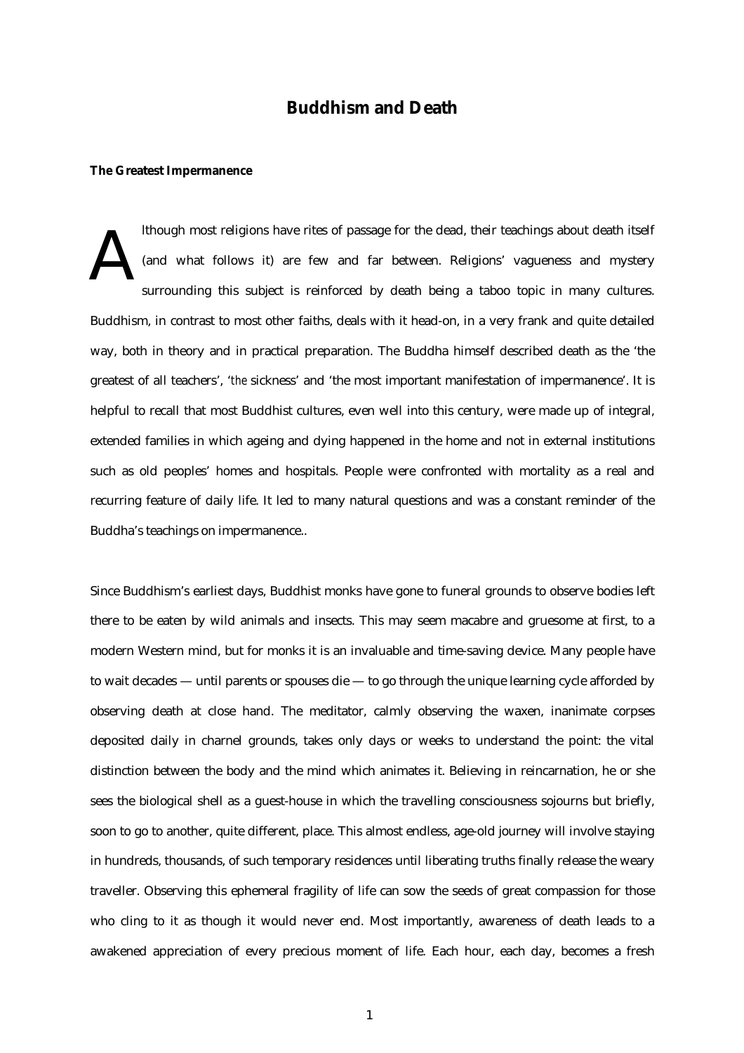# Buddhism and Death

**The Greatest Impermanence**

Although most religions have rites of passage for the dead, their teachings about death itself (and what follows it) are few and far between. Religions' vagueness and mystery surrounding this subject is reinforced by death being a taboo topic in many cultures. Buddhism, in contrast to most other faiths, deals with it head-on, in a very frank and quite detailed way, both in theory and in practical preparation. The Buddha himself described death as the 'the greatest of all teachers', '*the* sickness' and 'the most important manifestation of impermanence'. It is helpful to recall that most Buddhist cultures, even well into this century, were made up of integral, extended families in which ageing and dying happened in the home and not in external institutions such as old peoples' homes and hospitals. People were confronted with mortality as a real and recurring feature of daily life. It led to many natural questions and was a constant reminder of the Buddha's teachings on impermanence..

Since Buddhism's earliest days, Buddhist monks have gone to funeral grounds to observe bodies left there to be eaten by wild animals and insects. This may seem macabre and gruesome at first, to a modern Western mind, but for monks it is an invaluable and time-saving device. Many people have to wait decades — until parents or spouses die — to go through the unique learning cycle afforded by observing death at close hand. The meditator, calmly observing the waxen, inanimate corpses deposited daily in charnel grounds, takes only days or weeks to understand the point: the vital distinction between the body and the mind which animates it. Believing in reincarnation, he or she sees the biological shell as a guest-house in which the travelling consciousness sojourns but briefly, soon to go to another, quite different, place. This almost endless, age-old journey will involve staying in hundreds, thousands, of such temporary residences until liberating truths finally release the weary traveller. Observing this ephemeral fragility of life can sow the seeds of great compassion for those who cling to it as though it would never end. Most importantly, awareness of death leads to a awakened appreciation of every precious moment of life. Each hour, each day, becomes a fresh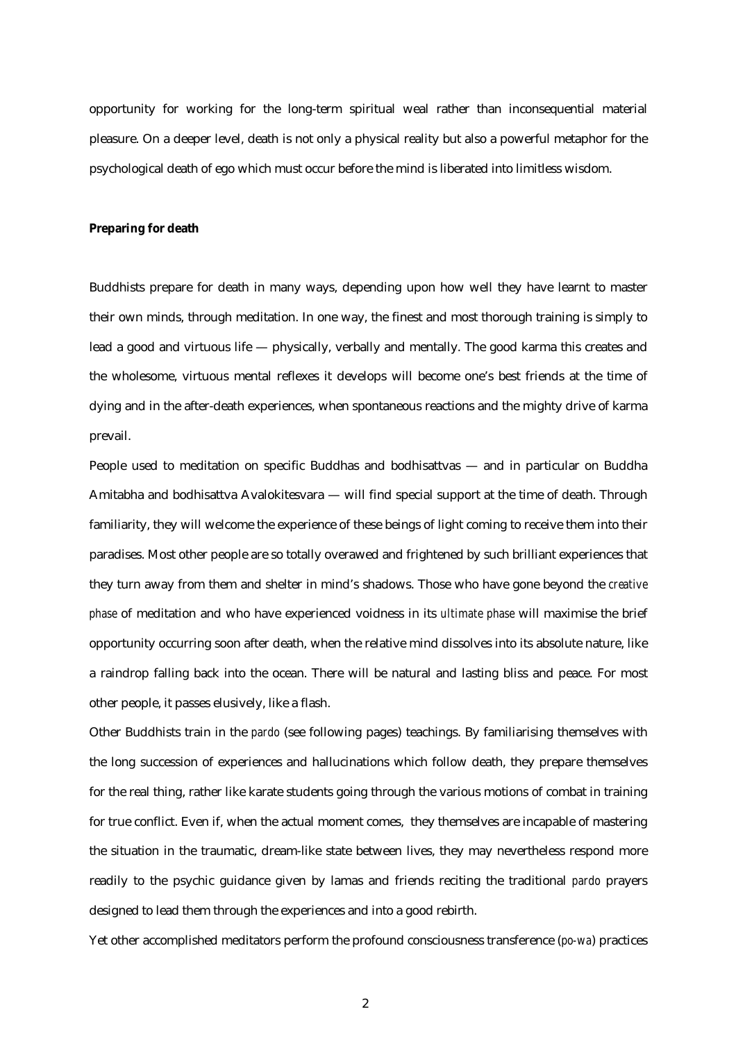opportunity for working for the long-term spiritual weal rather than inconsequential material pleasure. On a deeper level, death is not only a physical reality but also a powerful metaphor for the psychological death of ego which must occur before the mind is liberated into limitless wisdom.

**Preparing for death**

Buddhists prepare for death in many ways, depending upon how well they have learnt to master their own minds, through meditation. In one way, the finest and most thorough training is simply to lead a good and virtuous life — physically, verbally and mentally. The good karma this creates and the wholesome, virtuous mental reflexes it develops will become one's best friends at the time of dying and in the after-death experiences, when spontaneous reactions and the mighty drive of karma prevail.

People used to meditation on specific Buddhas and bodhisattvas — and in particular on Buddha Amitabha and bodhisattva Avalokitesvara — will find special support at the time of death. Through familiarity, they will welcome the experience of these beings of light coming to receive them into their paradises. Most other people are so totally overawed and frightened by such brilliant experiences that they turn away from them and shelter in mind's shadows. Those who have gone beyond the *creative phase* of meditation and who have experienced voidness in its *ultimate phase* will maximise the brief opportunity occurring soon after death, when the relative mind dissolves into its absolute nature, like a raindrop falling back into the ocean. There will be natural and lasting bliss and peace. For most other people, it passes elusively, like a flash.

Other Buddhists train in the *pardo* (see following pages) teachings. By familiarising themselves with the long succession of experiences and hallucinations which follow death, they prepare themselves for the real thing, rather like karate students going through the various motions of combat in training for true conflict. Even if, when the actual moment comes, they themselves are incapable of mastering the situation in the traumatic, dream-like state between lives, they may nevertheless respond more readily to the psychic guidance given by lamas and friends reciting the traditional *pardo* prayers designed to lead them through the experiences and into a good rebirth.

Yet other accomplished meditators perform the profound consciousness transference (*po-wa*) practices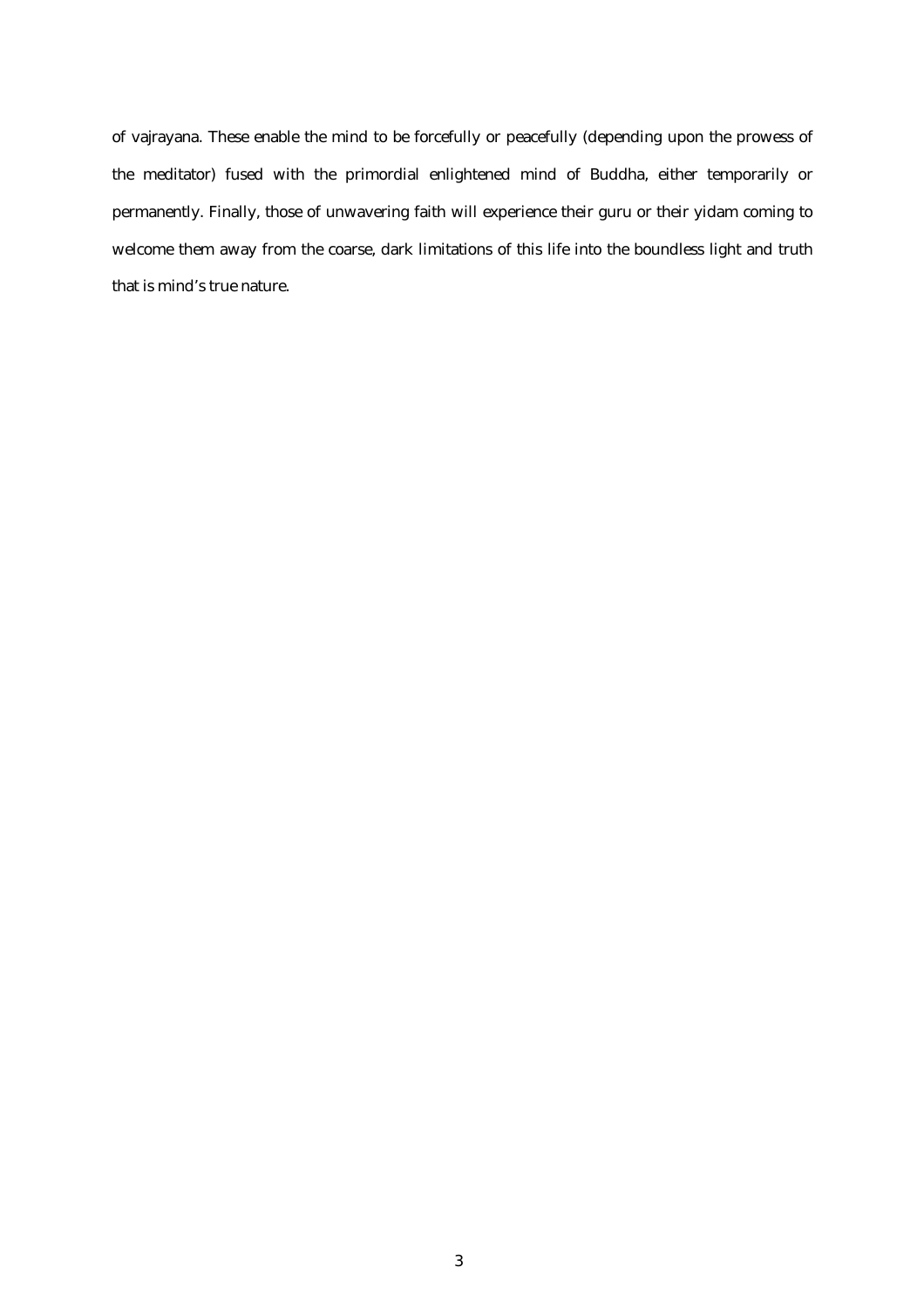of vajrayana. These enable the mind to be forcefully or peacefully (depending upon the prowess of the meditator) fused with the primordial enlightened mind of Buddha, either temporarily or permanently. Finally, those of unwavering faith will experience their guru or their yidam coming to welcome them away from the coarse, dark limitations of this life into the boundless light and truth that is mind's true nature.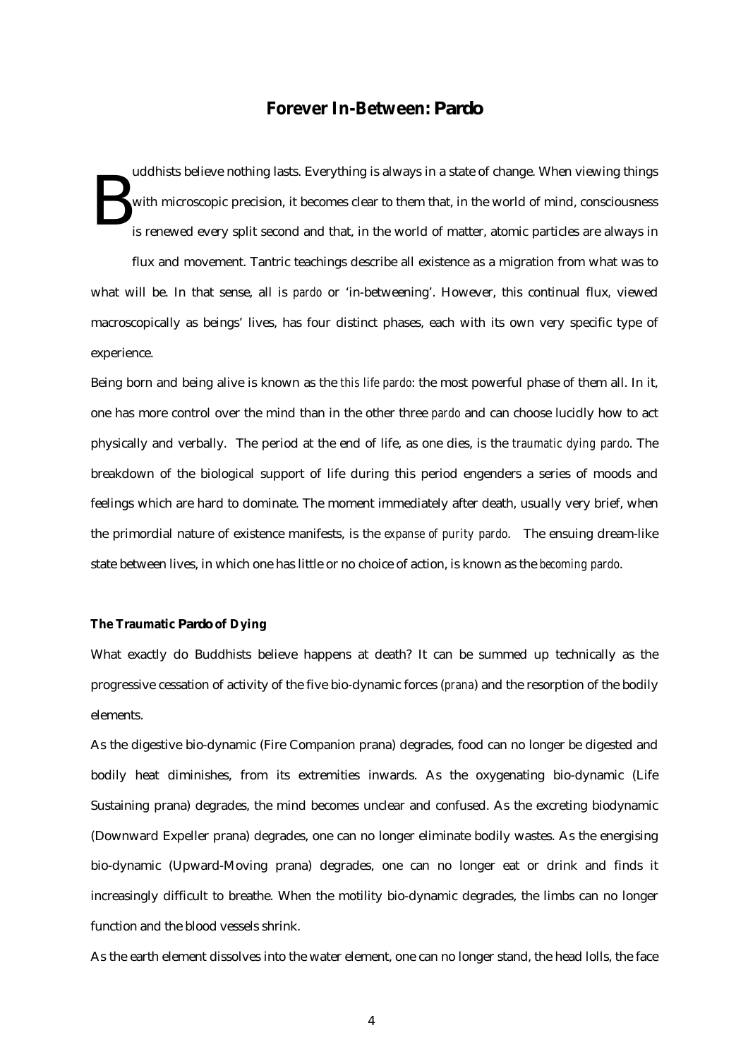## Forever In-Between: Pardo

Buddhists believe nothing lasts. Everything is always in a state of change. When viewing things with microscopic precision, it becomes clear to them that, in the world of mind, consciousness is renewed every split second and that, in the world of matter, atomic particles are always in flux and movement. Tantric teachings describe all existence as a migration from what was to what will be. In that sense, all is *pardo* or 'in-betweening'. However, this continual flux, viewed macroscopically as beings' lives, has four distinct phases, each with its own very specific type of experience.

Being born and being alive is known as the *this life pardo*: the most powerful phase of them all. In it, one has more control over the mind than in the other three *pardo* and can choose lucidly how to act physically and verbally. The period at the end of life, as one dies, is the *traumatic dying pardo*. The breakdown of the biological support of life during this period engenders a series of moods and feelings which are hard to dominate. The moment immediately after death, usually very brief, when the primordial nature of existence manifests, is the *expanse of purity pardo*. The ensuing dream-like state between lives, in which one has little or no choice of action, is known as the *becoming pardo*.

### The Traumatic Pardo of Dying

What exactly do Buddhists believe happens at death? It can be summed up technically as the progressive cessation of activity of the five bio-dynamic forces (*prana*) and the resorption of the bodily elements.

As the digestive bio-dynamic (Fire Companion prana) degrades, food can no longer be digested and bodily heat diminishes, from its extremities inwards. As the oxygenating bio-dynamic (Life Sustaining prana) degrades, the mind becomes unclear and confused. As the excreting biodynamic (Downward Expeller prana) degrades, one can no longer eliminate bodily wastes. As the energising bio-dynamic (Upward-Moving prana) degrades, one can no longer eat or drink and finds it increasingly difficult to breathe. When the motility bio-dynamic degrades, the limbs can no longer function and the blood vessels shrink.

As the earth element dissolves into the water element, one can no longer stand, the head lolls, the face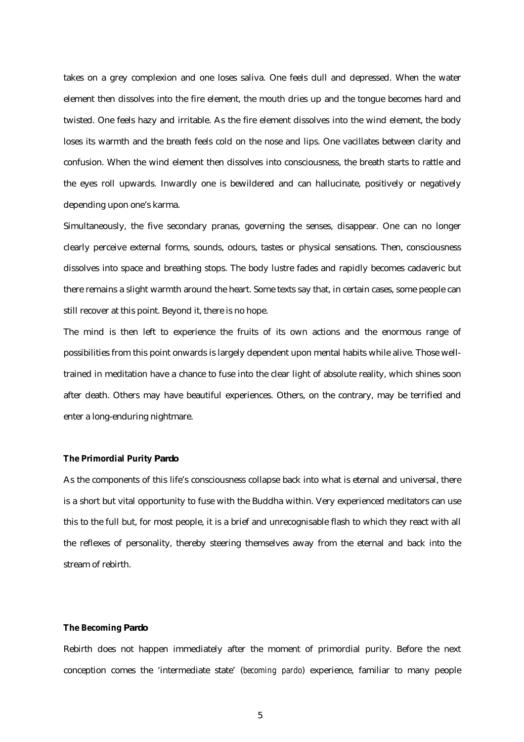takes on a grey complexion and one loses saliva. One feels dull and depressed. When the water element then dissolves into the fire element, the mouth dries up and the tongue becomes hard and twisted. One feels hazy and irritable. As the fire element dissolves into the wind element, the body loses its warmth and the breath feels cold on the nose and lips. One vacillates between clarity and confusion. When the wind element then dissolves into consciousness, the breath starts to rattle and the eyes roll upwards. Inwardly one is bewildered and can hallucinate, positively or negatively depending upon one's karma.

Simultaneously, the five secondary pranas, governing the senses, disappear. One can no longer clearly perceive external forms, sounds, odours, tastes or physical sensations. Then, consciousness dissolves into space and breathing stops. The body lustre fades and rapidly becomes cadaveric but there remains a slight warmth around the heart. Some texts say that, in certain cases, some people can still recover at this point. Beyond it, there is no hope.

The mind is then left to experience the fruits of its own actions and the enormous range of possibilities from this point onwards is largely dependent upon mental habits while alive. Those well-trained in meditation have a chance to fuse into the clear light of absolute reality, which shines soon after death. Others may have beautiful experiences. Others, on the contrary, may be terrified and enter a long-enduring nightmare.

**The Primordial Purity Pardo**

As the components of this life's consciousness collapse back into what is eternal and universal, there is a short but vital opportunity to fuse with the Buddha within. Very experienced meditators can use this to the full but, for most people, it is a brief and unrecognisable flash to which they react with all the reflexes of personality, thereby steering themselves away from the eternal and back into the stream of rebirth.

**The Becoming Pardo**

Rebirth does not happen immediately after the moment of primordial purity. Before the next conception comes the 'intermediate state' (*becoming pardo*) experience, familiar to many people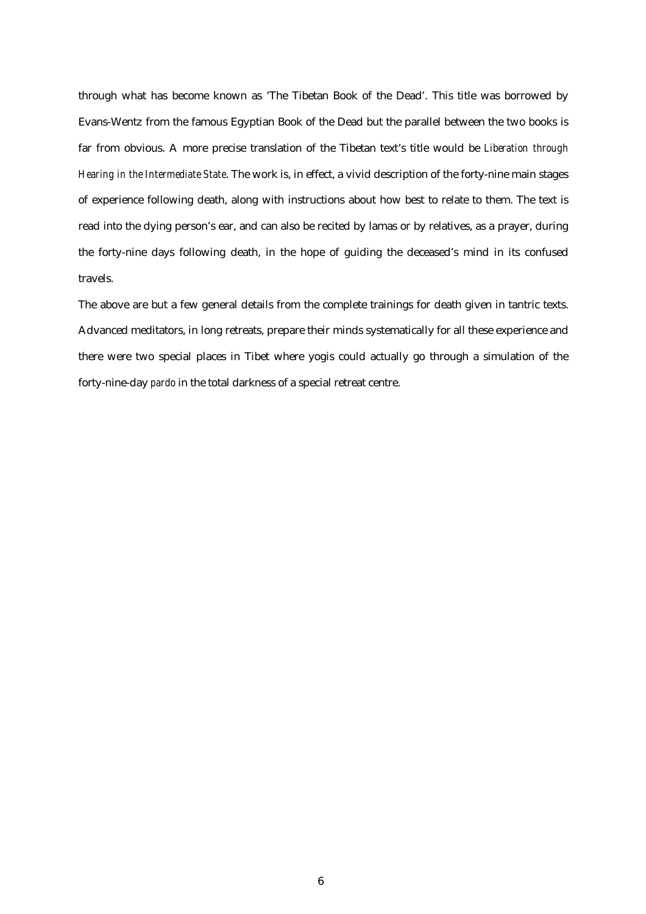through what has become known as 'The Tibetan Book of the Dead'. This title was borrowed by Evans-Wentz from the famous Egyptian Book of the Dead but the parallel between the two books is far from obvious. A more precise translation of the Tibetan text's title would be *Liberation through Hearing in the Intermediate State*. The work is, in effect, a vivid description of the forty-nine main stages of experience following death, along with instructions about how best to relate to them. The text is read into the dying person's ear, and can also be recited by lamas or by relatives, as a prayer, during the forty-nine days following death, in the hope of guiding the deceased's mind in its confused travels.

The above are but a few general details from the complete trainings for death given in tantric texts. Advanced meditators, in long retreats, prepare their minds systematically for all these experience and there were two special places in Tibet where yogis could actually go through a simulation of the forty-nine-day *pardo* in the total darkness of a special retreat centre.